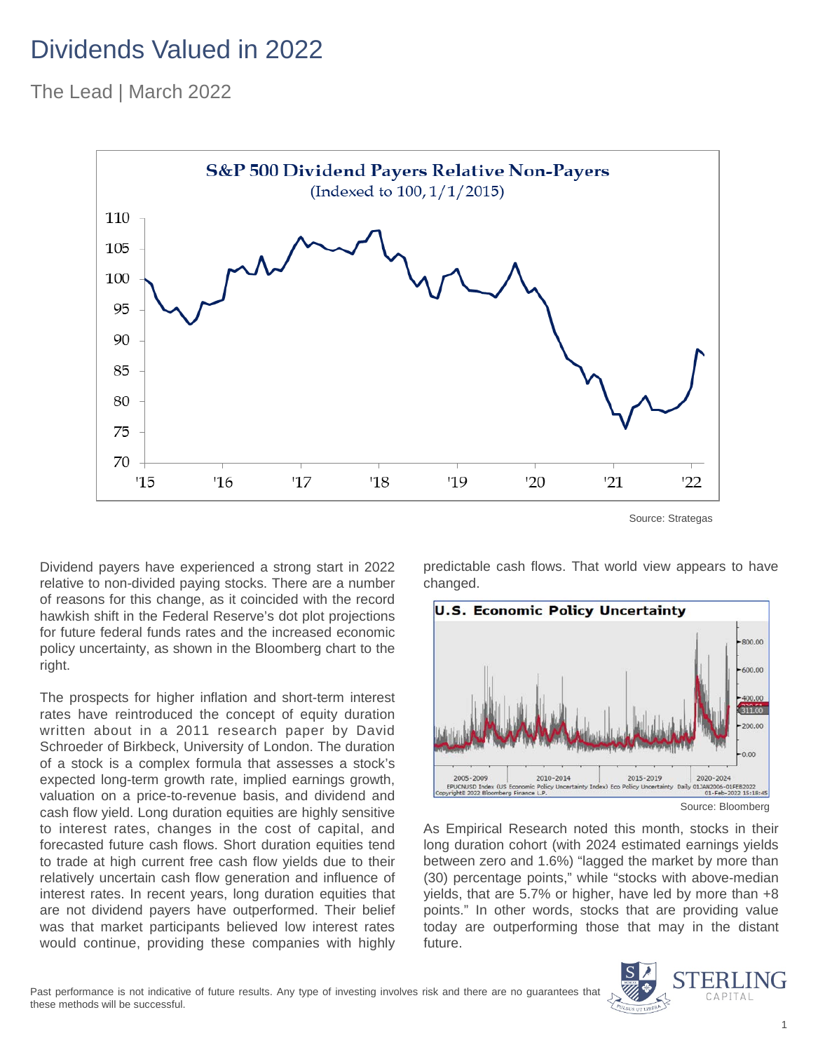# Dividends Valued in 2022

The Lead | March 2022

Source: Strategas

Dividend payers have experienced a strong start in 2022 relative to non-divided paying stocks. There are a number of reasons for this change, as it coincided with the record hawkish shift in the Federal Reserve's dot plot projections for future federal funds rates and the increased economic policy uncertainty, as shown in the Bloomberg chart to the right.

The prospects for higher inflation and short-term interest rates have reintroduced the concept of equity duration written about in a 2011 research paper by David Schroeder of Birkbeck, University of London. The duration of a stock is a complex formula that assesses a stock's expected long-term growth rate, implied earnings growth, valuation on a price-to-revenue basis, and dividend and cash flow yield. Long duration equities are highly sensitive to interest rates, changes in the cost of capital, and forecasted future cash flows. Short duration equities tend to trade at high current free cash flow yields due to their relatively uncertain cash flow generation and influence of interest rates. In recent years, long duration equities that are not dividend payers have outperformed. Their belief was that market participants believed low interest rates would continue, providing these companies with highly predictable cash flows. That world view appears to have changed.

Source: Bloomberg

As Empirical Research noted this month, stocks in their long duration cohort (with 2024 estimated earnings yields between zero and 1.6%) "lagged the market by more than (30) percentage points," while "stocks with above-median yields, that are 5.7% or higher, have led by more than +8 points." In other words, stocks that are providing value today are outperforming those that may in the distant future.

Past performance is not indicative of future results. Any type of investing involves risk and there are no guarantees that these methods will be successful.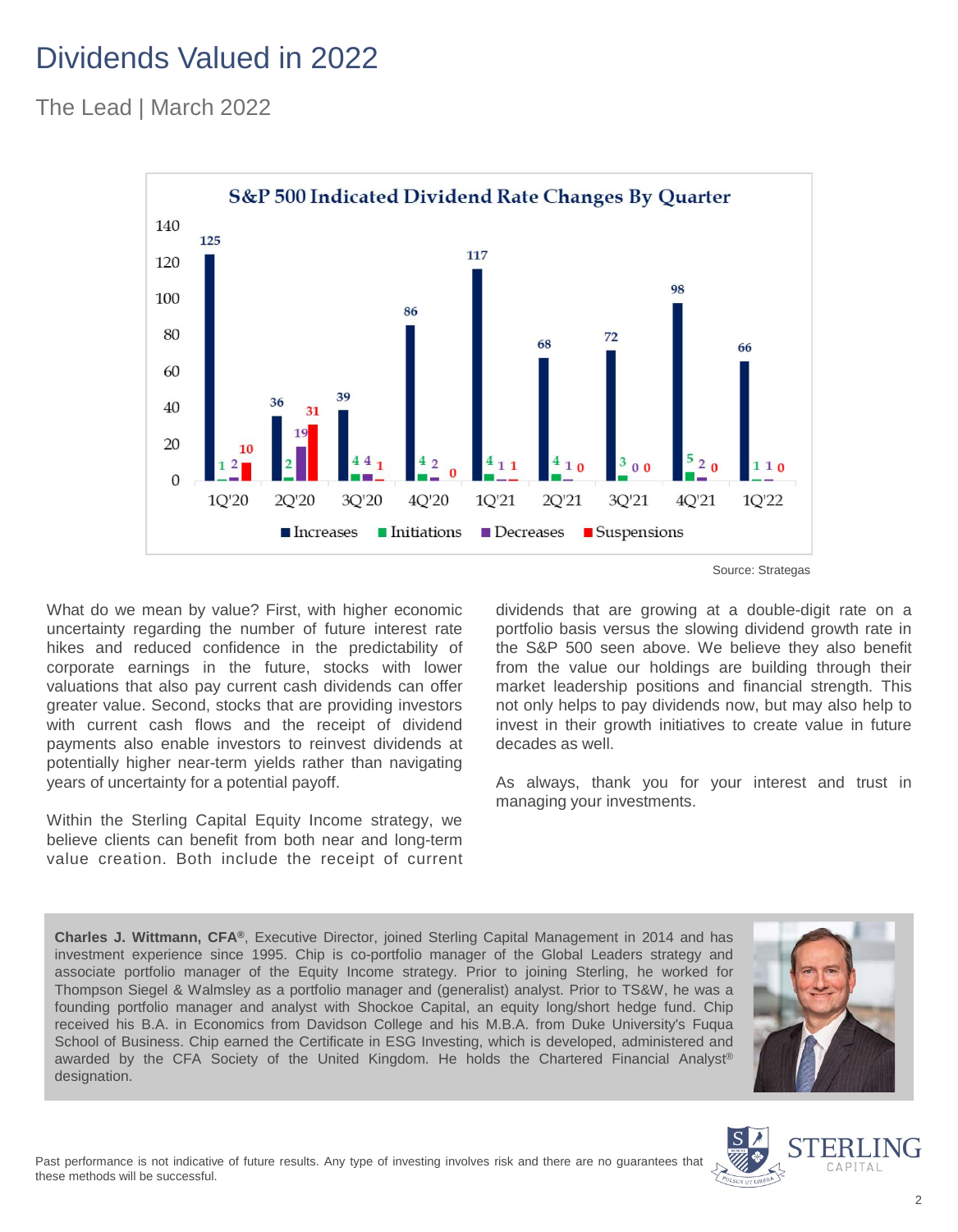# Dividends Valued in 2022

The Lead | March 2022

**S&P 500 Indicated Dividend Rate Changes By Quarter**

| Quarter | Increases | Initiations | Decreases | Suspensions |
|---|---|---|---|---|
| 1Q'20 | 125 | 1 | 2 | 10 |
| 2Q'20 | 36 | 2 | 19 | 31 |
| 3Q'20 | 39 | 4 | 4 | 1 |
| 4Q'20 | 86 | 4 | 2 | 0 |
| 1Q'21 | 117 | 4 | 1 | 1 |
| 2Q'21 | 68 | 4 | 1 | 0 |
| 3Q'21 | 72 | 3 | 0 | 0 |
| 4Q'21 | 98 | 5 | 2 | 0 |
| 1Q'22 | 66 | 1 | 1 | 0 |

Source: Strategas

What do we mean by value? First, with higher economic uncertainty regarding the number of future interest rate hikes and reduced confidence in the predictability of corporate earnings in the future, stocks with lower valuations that also pay current cash dividends can offer greater value. Second, stocks that are providing investors with current cash flows and the receipt of dividend payments also enable investors to reinvest dividends at potentially higher near-term yields rather than navigating years of uncertainty for a potential payoff.

Within the Sterling Capital Equity Income strategy, we believe clients can benefit from both near and long-term value creation. Both include the receipt of current dividends that are growing at a double-digit rate on a portfolio basis versus the slowing dividend growth rate in the S&P 500 seen above. We believe they also benefit from the value our holdings are building through their market leadership positions and financial strength. This not only helps to pay dividends now, but may also help to invest in their growth initiatives to create value in future decades as well.

As always, thank you for your interest and trust in managing your investments.

**Charles J. Wittmann, CFA®**, Executive Director, joined Sterling Capital Management in 2014 and has investment experience since 1995. Chip is co-portfolio manager of the Global Leaders strategy and associate portfolio manager of the Equity Income strategy. Prior to joining Sterling, he worked for Thompson Siegel & Walmsley as a portfolio manager and (generalist) analyst. Prior to TS&W, he was a founding portfolio manager and analyst with Shockoe Capital, an equity long/short hedge fund. Chip received his B.A. in Economics from Davidson College and his M.B.A. from Duke University's Fuqua School of Business. Chip earned the Certificate in ESG Investing, which is developed, administered and awarded by the CFA Society of the United Kingdom. He holds the Chartered Financial Analyst® designation.

Past performance is not indicative of future results. Any type of investing involves risk and there are no guarantees that these methods will be successful.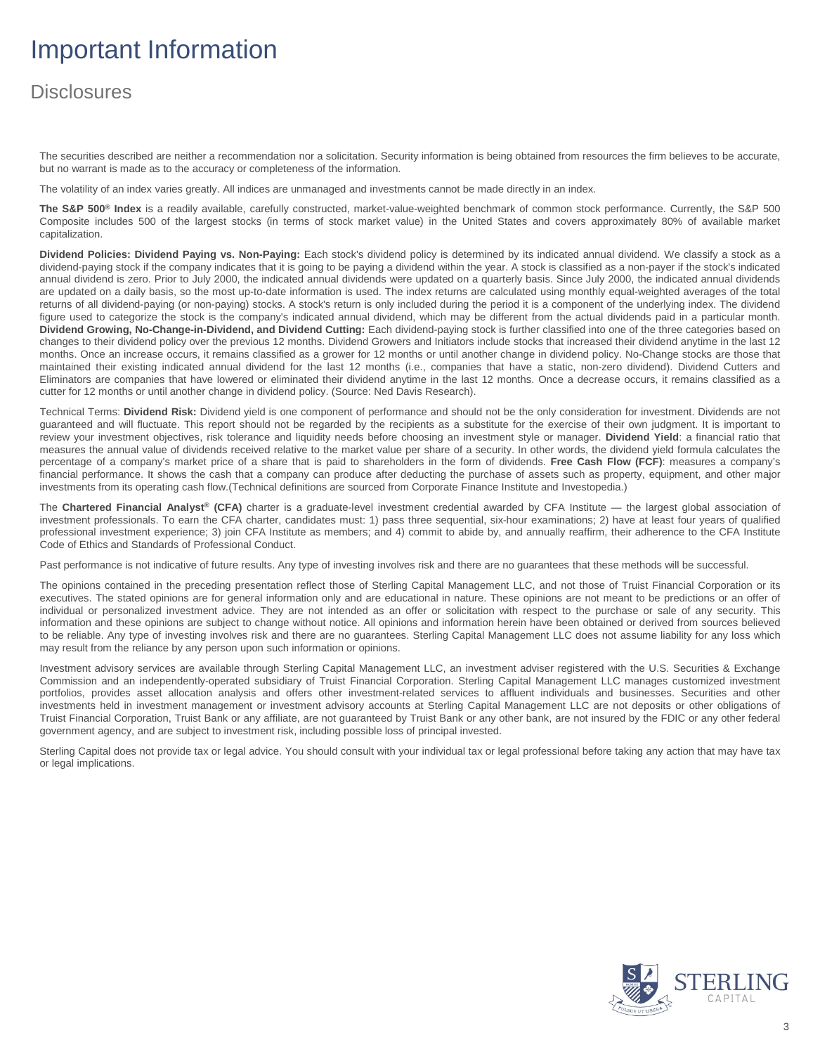# Important Information

## Disclosures

The securities described are neither a recommendation nor a solicitation. Security information is being obtained from resources the firm believes to be accurate, but no warrant is made as to the accuracy or completeness of the information.

The volatility of an index varies greatly. All indices are unmanaged and investments cannot be made directly in an index.

**The S&P 500® Index** is a readily available, carefully constructed, market-value-weighted benchmark of common stock performance. Currently, the S&P 500 Composite includes 500 of the largest stocks (in terms of stock market value) in the United States and covers approximately 80% of available market capitalization.

**Dividend Policies: Dividend Paying vs. Non-Paying:** Each stock's dividend policy is determined by its indicated annual dividend. We classify a stock as a dividend-paying stock if the company indicates that it is going to be paying a dividend within the year. A stock is classified as a non-payer if the stock's indicated annual dividend is zero. Prior to July 2000, the indicated annual dividends were updated on a quarterly basis. Since July 2000, the indicated annual dividends are updated on a daily basis, so the most up-to-date information is used. The index returns are calculated using monthly equal-weighted averages of the total returns of all dividend-paying (or non-paying) stocks. A stock's return is only included during the period it is a component of the underlying index. The dividend figure used to categorize the stock is the company's indicated annual dividend, which may be different from the actual dividends paid in a particular month. **Dividend Growing, No-Change-in-Dividend, and Dividend Cutting:** Each dividend-paying stock is further classified into one of the three categories based on changes to their dividend policy over the previous 12 months. Dividend Growers and Initiators include stocks that increased their dividend anytime in the last 12 months. Once an increase occurs, it remains classified as a grower for 12 months or until another change in dividend policy. No-Change stocks are those that maintained their existing indicated annual dividend for the last 12 months (i.e., companies that have a static, non-zero dividend). Dividend Cutters and Eliminators are companies that have lowered or eliminated their dividend anytime in the last 12 months. Once a decrease occurs, it remains classified as a cutter for 12 months or until another change in dividend policy. (Source: Ned Davis Research).

Technical Terms: **Dividend Risk:** Dividend yield is one component of performance and should not be the only consideration for investment. Dividends are not guaranteed and will fluctuate. This report should not be regarded by the recipients as a substitute for the exercise of their own judgment. It is important to review your investment objectives, risk tolerance and liquidity needs before choosing an investment style or manager. **Dividend Yield**: a financial ratio that measures the annual value of dividends received relative to the market value per share of a security. In other words, the dividend yield formula calculates the percentage of a company's market price of a share that is paid to shareholders in the form of dividends. **Free Cash Flow (FCF)**: measures a company's financial performance. It shows the cash that a company can produce after deducting the purchase of assets such as property, equipment, and other major investments from its operating cash flow.(Technical definitions are sourced from Corporate Finance Institute and Investopedia.)

The **Chartered Financial Analyst® (CFA)** charter is a graduate-level investment credential awarded by CFA Institute — the largest global association of investment professionals. To earn the CFA charter, candidates must: 1) pass three sequential, six-hour examinations; 2) have at least four years of qualified professional investment experience; 3) join CFA Institute as members; and 4) commit to abide by, and annually reaffirm, their adherence to the CFA Institute Code of Ethics and Standards of Professional Conduct.

Past performance is not indicative of future results. Any type of investing involves risk and there are no guarantees that these methods will be successful.

The opinions contained in the preceding presentation reflect those of Sterling Capital Management LLC, and not those of Truist Financial Corporation or its executives. The stated opinions are for general information only and are educational in nature. These opinions are not meant to be predictions or an offer of individual or personalized investment advice. They are not intended as an offer or solicitation with respect to the purchase or sale of any security. This information and these opinions are subject to change without notice. All opinions and information herein have been obtained or derived from sources believed to be reliable. Any type of investing involves risk and there are no guarantees. Sterling Capital Management LLC does not assume liability for any loss which may result from the reliance by any person upon such information or opinions.

Investment advisory services are available through Sterling Capital Management LLC, an investment adviser registered with the U.S. Securities & Exchange Commission and an independently-operated subsidiary of Truist Financial Corporation. Sterling Capital Management LLC manages customized investment portfolios, provides asset allocation analysis and offers other investment-related services to affluent individuals and businesses. Securities and other investments held in investment management or investment advisory accounts at Sterling Capital Management LLC are not deposits or other obligations of Truist Financial Corporation, Truist Bank or any affiliate, are not guaranteed by Truist Bank or any other bank, are not insured by the FDIC or any other federal government agency, and are subject to investment risk, including possible loss of principal invested.

Sterling Capital does not provide tax or legal advice. You should consult with your individual tax or legal professional before taking any action that may have tax or legal implications.